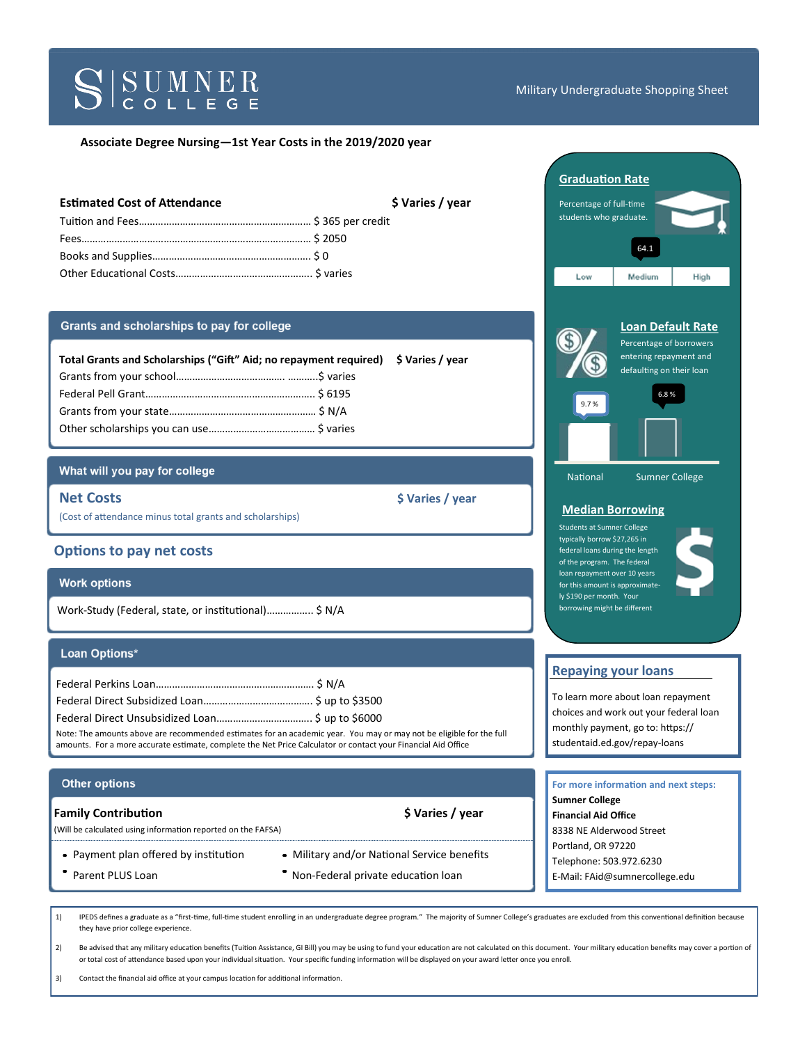# SUMNER COLLEGE

Military Undergraduate Shopping Sheet

**Associate Degree Nursing—1st Year Costs in the 2019/2020 year**

## Estimated Cost of Attendance — $ Varies / year

- Tuition and Fees.............................................................. $ 365 per credit
- Fees.................................................................................. $ 2050
- Books and Supplies.......................................................... $ 0
- Other Educational Costs.................................................. $ varies

## Grants and scholarships to pay for college

**Total Grants and Scholarships ("Gift" Aid; no repayment required)** — **$ Varies / year**

- Grants from your school.................................................$ varies
- Federal Pell Grant........................................................... $ 6195
- Grants from your state.................................................... $ N/A
- Other scholarships you can use....................................... $ varies

## What will you pay for college

**Net Costs** — **$ Varies / year**

(Cost of attendance minus total grants and scholarships)

## Options to pay net costs

### Work options

Work-Study (Federal, state, or institutional)................. $ N/A

### Loan Options*

- Federal Perkins Loan........................................................ $ N/A
- Federal Direct Subsidized Loan....................................... $ up to $3500
- Federal Direct Unsubsidized Loan.................................. $ up to $6000

Note: The amounts above are recommended estimates for an academic year. You may or may not be eligible for the full amounts. For a more accurate estimate, complete the Net Price Calculator or contact your Financial Aid Office

### Other options

**Family Contribution** — **$ Varies / year**

(Will be calculated using information reported on the FAFSA)

- Payment plan offered by institution
- Parent PLUS Loan
- Military and/or National Service benefits
- Non-Federal private education loan

## Graduation Rate

Percentage of full-time students who graduate.

64.1

Low | Medium | High

## Loan Default Rate

Percentage of borrowers entering repayment and defaulting on their loan

| National | Sumner College |
|---|---|
| 9.7 % | 6.8 % |

## Median Borrowing

Students at Sumner College typically borrow $27,265 in federal loans during the length of the program. The federal loan repayment over 10 years for this amount is approximately $190 per month. Your borrowing might be different

## Repaying your loans

To learn more about loan repayment choices and work out your federal loan monthly payment, go to: https://studentaid.ed.gov/repay-loans

**For more information and next steps:**

**Sumner College**
**Financial Aid Office**
8338 NE Alderwood Street
Portland, OR 97220
Telephone: 503.972.6230
E-Mail: FAid@sumnercollege.edu

---

1) IPEDS defines a graduate as a "first-time, full-time student enrolling in an undergraduate degree program." The majority of Sumner College's graduates are excluded from this conventional definition because they have prior college experience.

2) Be advised that any military education benefits (Tuition Assistance, GI Bill) you may be using to fund your education are not calculated on this document. Your military education benefits may cover a portion of or total cost of attendance based upon your individual situation. Your specific funding information will be displayed on your award letter once you enroll.

3) Contact the financial aid office at your campus location for additional information.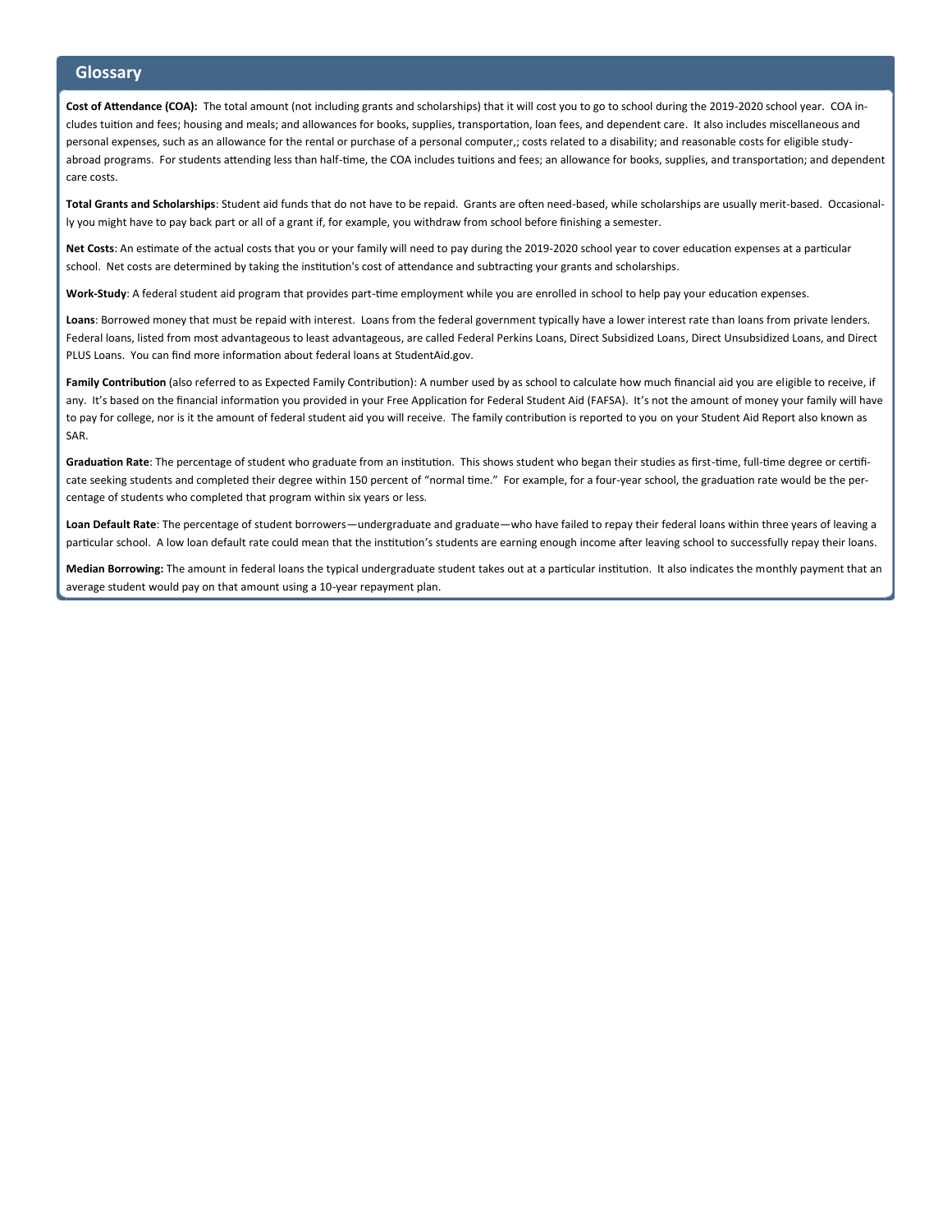## Glossary

**Cost of Attendance (COA):** The total amount (not including grants and scholarships) that it will cost you to go to school during the 2019-2020 school year. COA includes tuition and fees; housing and meals; and allowances for books, supplies, transportation, loan fees, and dependent care. It also includes miscellaneous and personal expenses, such as an allowance for the rental or purchase of a personal computer,; costs related to a disability; and reasonable costs for eligible study-abroad programs. For students attending less than half-time, the COA includes tuitions and fees; an allowance for books, supplies, and transportation; and dependent care costs.

**Total Grants and Scholarships**: Student aid funds that do not have to be repaid. Grants are often need-based, while scholarships are usually merit-based. Occasionally you might have to pay back part or all of a grant if, for example, you withdraw from school before finishing a semester.

**Net Costs**: An estimate of the actual costs that you or your family will need to pay during the 2019-2020 school year to cover education expenses at a particular school. Net costs are determined by taking the institution's cost of attendance and subtracting your grants and scholarships.

**Work-Study**: A federal student aid program that provides part-time employment while you are enrolled in school to help pay your education expenses.

**Loans**: Borrowed money that must be repaid with interest. Loans from the federal government typically have a lower interest rate than loans from private lenders. Federal loans, listed from most advantageous to least advantageous, are called Federal Perkins Loans, Direct Subsidized Loans, Direct Unsubsidized Loans, and Direct PLUS Loans. You can find more information about federal loans at StudentAid.gov.

**Family Contribution** (also referred to as Expected Family Contribution): A number used by as school to calculate how much financial aid you are eligible to receive, if any. It's based on the financial information you provided in your Free Application for Federal Student Aid (FAFSA). It's not the amount of money your family will have to pay for college, nor is it the amount of federal student aid you will receive. The family contribution is reported to you on your Student Aid Report also known as SAR.

**Graduation Rate**: The percentage of student who graduate from an institution. This shows student who began their studies as first-time, full-time degree or certificate seeking students and completed their degree within 150 percent of "normal time." For example, for a four-year school, the graduation rate would be the percentage of students who completed that program within six years or less.

**Loan Default Rate**: The percentage of student borrowers—undergraduate and graduate—who have failed to repay their federal loans within three years of leaving a particular school. A low loan default rate could mean that the institution's students are earning enough income after leaving school to successfully repay their loans.

**Median Borrowing:** The amount in federal loans the typical undergraduate student takes out at a particular institution. It also indicates the monthly payment that an average student would pay on that amount using a 10-year repayment plan.